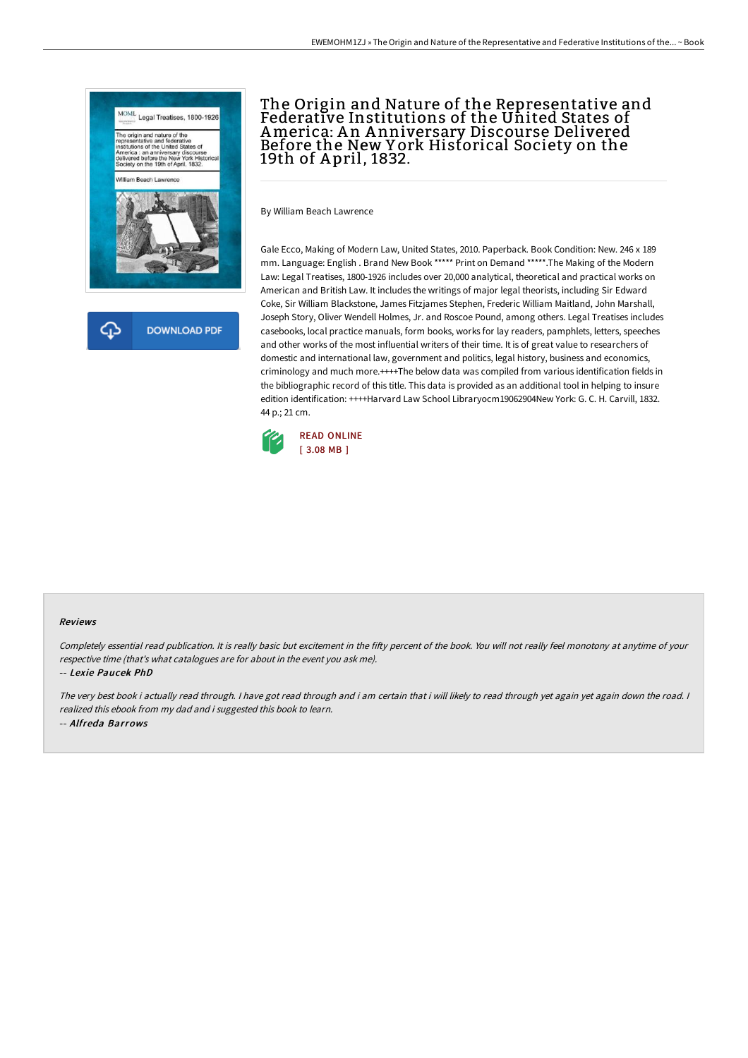# The Origin and Nature of the Representative and Federative Institutions of the United States of America: An Anniversary Discourse Delivered Before the New York Historical Society on the 19th of April, 1832.

By William Beach Lawrence

Gale Ecco, Making of Modern Law, United States, 2010. Paperback. Book Condition: New. 246 x 189 mm. Language: English . Brand New Book ***** Print on Demand *****.The Making of the Modern Law: Legal Treatises, 1800-1926 includes over 20,000 analytical, theoretical and practical works on American and British Law. It includes the writings of major legal theorists, including Sir Edward Coke, Sir William Blackstone, James Fitzjames Stephen, Frederic William Maitland, John Marshall, Joseph Story, Oliver Wendell Holmes, Jr. and Roscoe Pound, among others. Legal Treatises includes casebooks, local practice manuals, form books, works for lay readers, pamphlets, letters, speeches and other works of the most influential writers of their time. It is of great value to researchers of domestic and international law, government and politics, legal history, business and economics, criminology and much more.++++The below data was compiled from various identification fields in the bibliographic record of this title. This data is provided as an additional tool in helping to insure edition identification: ++++Harvard Law School Libraryocm19062904New York: G. C. H. Carvill, 1832. 44 p.; 21 cm.

READ ONLINE
[ 3.08 MB ]

DOWNLOAD PDF

#### Reviews

*Completely essential read publication. It is really basic but excitement in the fifty percent of the book. You will not really feel monotony at anytime of your respective time (that's what catalogues are for about in the event you ask me).*

*-- Lexie Paucek PhD*

*The very best book i actually read through. I have got read through and i am certain that i will likely to read through yet again yet again down the road. I realized this ebook from my dad and i suggested this book to learn.*

*-- Alfreda Barrows*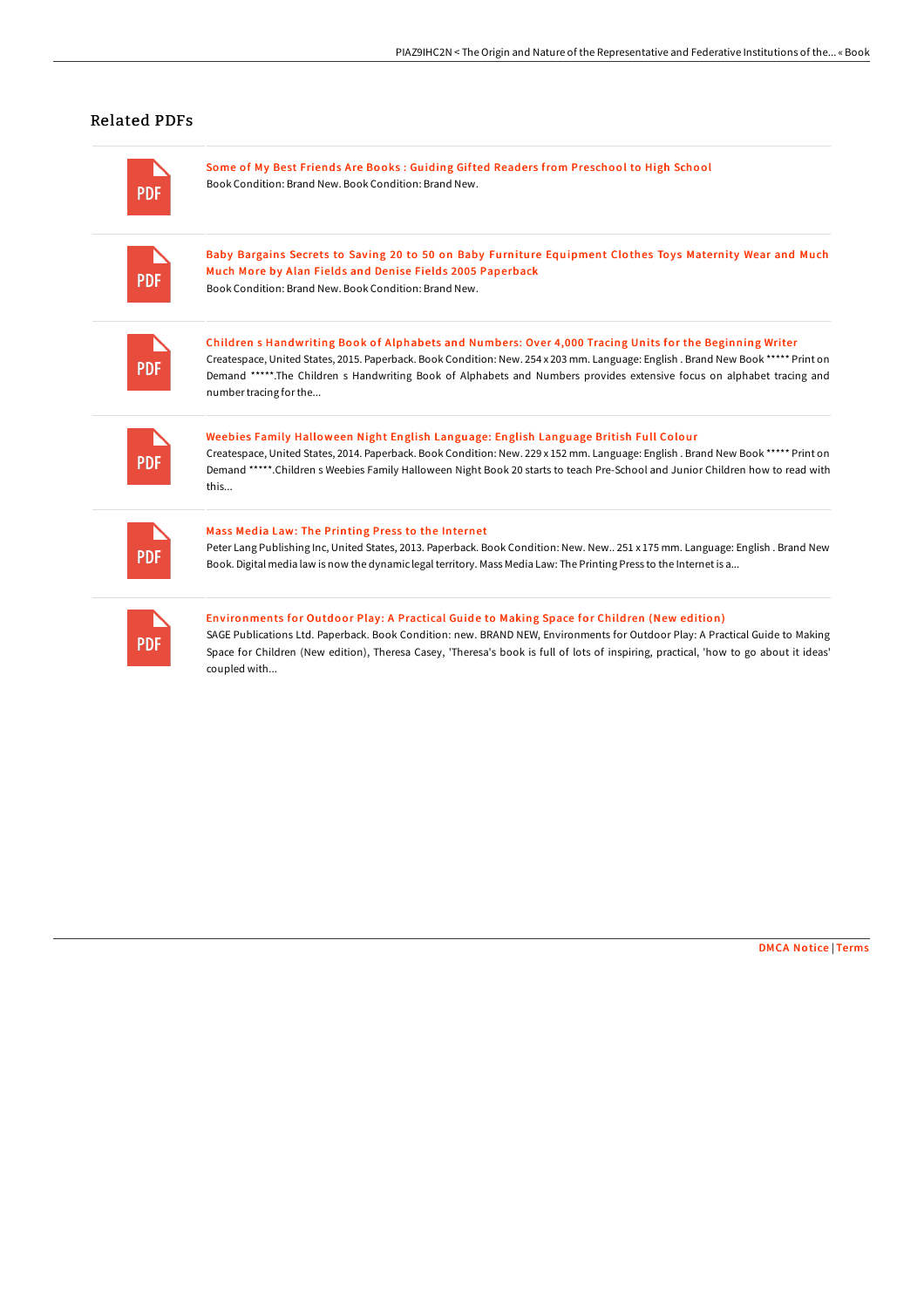## Related PDFs

**Some of My Best Friends Are Books : Guiding Gifted Readers from Preschool to High School**
Book Condition: Brand New. Book Condition: Brand New.

**Baby Bargains Secrets to Saving 20 to 50 on Baby Furniture Equipment Clothes Toys Maternity Wear and Much Much More by Alan Fields and Denise Fields 2005 Paperback**
Book Condition: Brand New. Book Condition: Brand New.

**Children s Handwriting Book of Alphabets and Numbers: Over 4,000 Tracing Units for the Beginning Writer**
Createspace, United States, 2015. Paperback. Book Condition: New. 254 x 203 mm. Language: English . Brand New Book ***** Print on Demand *****.The Children s Handwriting Book of Alphabets and Numbers provides extensive focus on alphabet tracing and number tracing for the...

**Weebies Family Halloween Night English Language: English Language British Full Colour**
Createspace, United States, 2014. Paperback. Book Condition: New. 229 x 152 mm. Language: English . Brand New Book ***** Print on Demand *****.Children s Weebies Family Halloween Night Book 20 starts to teach Pre-School and Junior Children how to read with this...

**Mass Media Law: The Printing Press to the Internet**
Peter Lang Publishing Inc, United States, 2013. Paperback. Book Condition: New. New.. 251 x 175 mm. Language: English . Brand New Book. Digital media law is now the dynamic legal territory. Mass Media Law: The Printing Press to the Internet is a...

**Environments for Outdoor Play: A Practical Guide to Making Space for Children (New edition)**
SAGE Publications Ltd. Paperback. Book Condition: new. BRAND NEW, Environments for Outdoor Play: A Practical Guide to Making Space for Children (New edition), Theresa Casey, 'Theresa's book is full of lots of inspiring, practical, 'how to go about it ideas' coupled with...

DMCA Notice | Terms